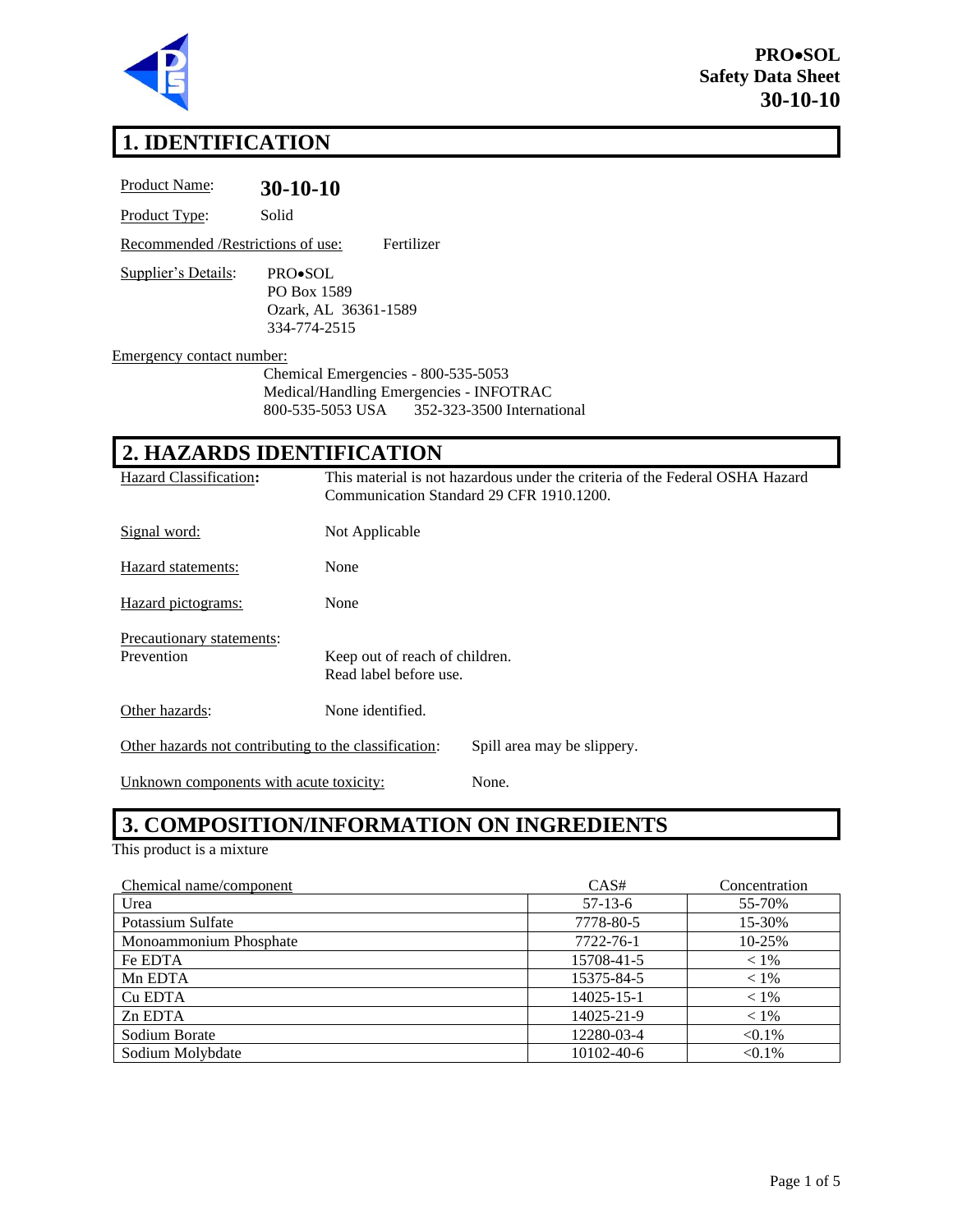**PRO•SOL**
**Safety Data Sheet**
**30-10-10**

# 1. IDENTIFICATION

Product Name: **30-10-10**

Product Type: Solid

Recommended /Restrictions of use: Fertilizer

Supplier's Details: PRO•SOL
PO Box 1589
Ozark, AL 36361-1589
334-774-2515

Emergency contact number:
Chemical Emergencies - 800-535-5053
Medical/Handling Emergencies - INFOTRAC
800-535-5053 USA 352-323-3500 International

# 2. HAZARDS IDENTIFICATION

Hazard Classification**:** This material is not hazardous under the criteria of the Federal OSHA Hazard Communication Standard 29 CFR 1910.1200.

Signal word: Not Applicable

Hazard statements: None

Hazard pictograms: None

Precautionary statements:
Prevention: Keep out of reach of children.
Read label before use.

Other hazards: None identified.

Other hazards not contributing to the classification: Spill area may be slippery.

Unknown components with acute toxicity: None.

# 3. COMPOSITION/INFORMATION ON INGREDIENTS

This product is a mixture

| Chemical name/component | CAS# | Concentration |
|---|---|---|
| Urea | 57-13-6 | 55-70% |
| Potassium Sulfate | 7778-80-5 | 15-30% |
| Monoammonium Phosphate | 7722-76-1 | 10-25% |
| Fe EDTA | 15708-41-5 | < 1% |
| Mn EDTA | 15375-84-5 | < 1% |
| Cu EDTA | 14025-15-1 | < 1% |
| Zn EDTA | 14025-21-9 | < 1% |
| Sodium Borate | 12280-03-4 | <0.1% |
| Sodium Molybdate | 10102-40-6 | <0.1% |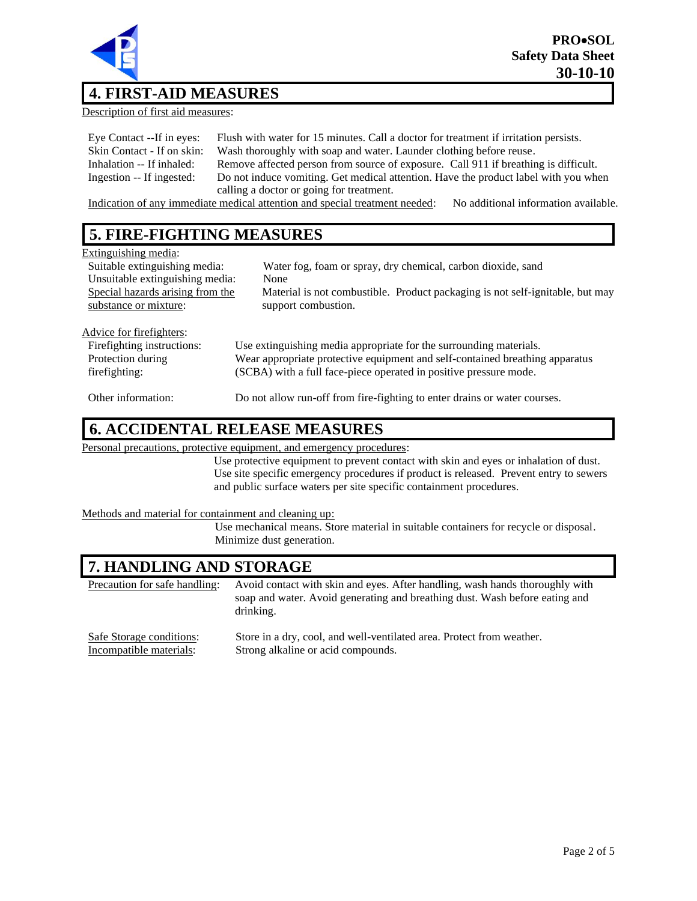## 4. FIRST-AID MEASURES

Description of first aid measures:

| | |
|---|---|
| Eye Contact --If in eyes: | Flush with water for 15 minutes. Call a doctor for treatment if irritation persists. |
| Skin Contact - If on skin: | Wash thoroughly with soap and water. Launder clothing before reuse. |
| Inhalation -- If inhaled: | Remove affected person from source of exposure. Call 911 if breathing is difficult. |
| Ingestion -- If ingested: | Do not induce vomiting. Get medical attention. Have the product label with you when calling a doctor or going for treatment. |

Indication of any immediate medical attention and special treatment needed: No additional information available.

## 5. FIRE-FIGHTING MEASURES

Extinguishing media:

| | |
|---|---|
| Suitable extinguishing media: | Water fog, foam or spray, dry chemical, carbon dioxide, sand |
| Unsuitable extinguishing media: | None |
| Special hazards arising from the substance or mixture: | Material is not combustible. Product packaging is not self-ignitable, but may support combustion. |

Advice for firefighters:

| | |
|---|---|
| Firefighting instructions: | Use extinguishing media appropriate for the surrounding materials. |
| Protection during firefighting: | Wear appropriate protective equipment and self-contained breathing apparatus (SCBA) with a full face-piece operated in positive pressure mode. |
| Other information: | Do not allow run-off from fire-fighting to enter drains or water courses. |

## 6. ACCIDENTAL RELEASE MEASURES

Personal precautions, protective equipment, and emergency procedures:

Use protective equipment to prevent contact with skin and eyes or inhalation of dust. Use site specific emergency procedures if product is released. Prevent entry to sewers and public surface waters per site specific containment procedures.

Methods and material for containment and cleaning up:

Use mechanical means. Store material in suitable containers for recycle or disposal. Minimize dust generation.

## 7. HANDLING AND STORAGE

| | |
|---|---|
| Precaution for safe handling: | Avoid contact with skin and eyes. After handling, wash hands thoroughly with soap and water. Avoid generating and breathing dust. Wash before eating and drinking. |
| Safe Storage conditions: | Store in a dry, cool, and well-ventilated area. Protect from weather. |
| Incompatible materials: | Strong alkaline or acid compounds. |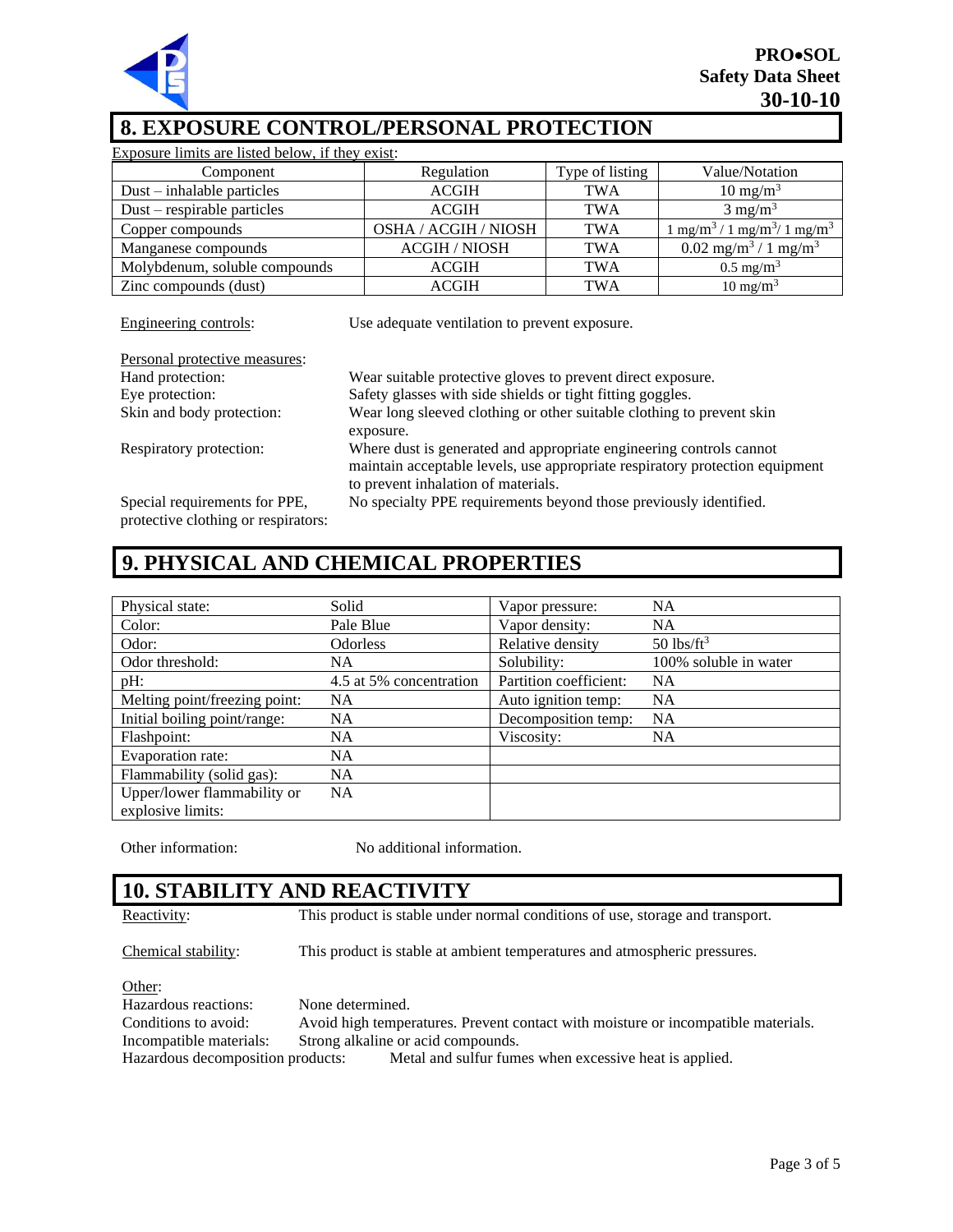## 8. EXPOSURE CONTROL/PERSONAL PROTECTION

Exposure limits are listed below, if they exist:

| Component | Regulation | Type of listing | Value/Notation |
|---|---|---|---|
| Dust – inhalable particles | ACGIH | TWA | 10 mg/m$^3$ |
| Dust – respirable particles | ACGIH | TWA | 3 mg/m$^3$ |
| Copper compounds | OSHA / ACGIH / NIOSH | TWA | 1 mg/m$^3$ / 1 mg/m$^3$/ 1 mg/m$^3$ |
| Manganese compounds | ACGIH / NIOSH | TWA | 0.02 mg/m$^3$ / 1 mg/m$^3$ |
| Molybdenum, soluble compounds | ACGIH | TWA | 0.5 mg/m$^3$ |
| Zinc compounds (dust) | ACGIH | TWA | 10 mg/m$^3$ |

Engineering controls: Use adequate ventilation to prevent exposure.

Personal protective measures:

Hand protection: Wear suitable protective gloves to prevent direct exposure.

Eye protection: Safety glasses with side shields or tight fitting goggles.

Skin and body protection: Wear long sleeved clothing or other suitable clothing to prevent skin exposure.

Respiratory protection: Where dust is generated and appropriate engineering controls cannot maintain acceptable levels, use appropriate respiratory protection equipment to prevent inhalation of materials.

Special requirements for PPE, protective clothing or respirators: No specialty PPE requirements beyond those previously identified.

## 9. PHYSICAL AND CHEMICAL PROPERTIES

| | | | |
|---|---|---|---|
| Physical state: | Solid | Vapor pressure: | NA |
| Color: | Pale Blue | Vapor density: | NA |
| Odor: | Odorless | Relative density | 50 lbs/ft$^3$ |
| Odor threshold: | NA | Solubility: | 100% soluble in water |
| pH: | 4.5 at 5% concentration | Partition coefficient: | NA |
| Melting point/freezing point: | NA | Auto ignition temp: | NA |
| Initial boiling point/range: | NA | Decomposition temp: | NA |
| Flashpoint: | NA | Viscosity: | NA |
| Evaporation rate: | NA | | |
| Flammability (solid gas): | NA | | |
| Upper/lower flammability or explosive limits: | NA | | |

Other information: No additional information.

## 10. STABILITY AND REACTIVITY

Reactivity: This product is stable under normal conditions of use, storage and transport.

Chemical stability: This product is stable at ambient temperatures and atmospheric pressures.

Other:

Hazardous reactions: None determined.

Conditions to avoid: Avoid high temperatures. Prevent contact with moisture or incompatible materials.

Incompatible materials: Strong alkaline or acid compounds.

Hazardous decomposition products: Metal and sulfur fumes when excessive heat is applied.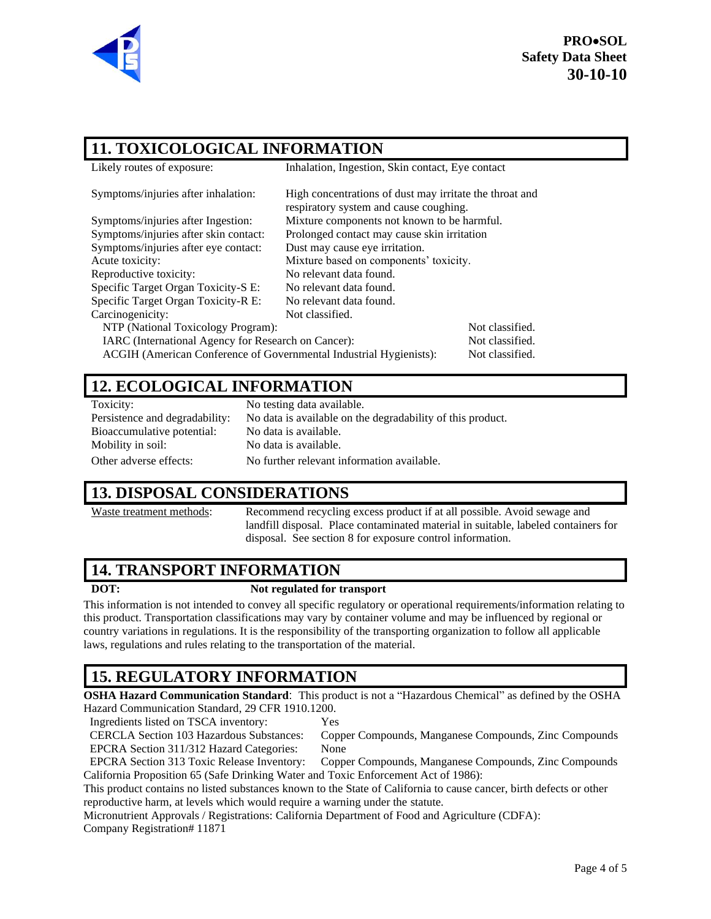## 11. TOXICOLOGICAL INFORMATION

| | |
|---|---|
| Likely routes of exposure: | Inhalation, Ingestion, Skin contact, Eye contact |
| Symptoms/injuries after inhalation: | High concentrations of dust may irritate the throat and respiratory system and cause coughing. |
| Symptoms/injuries after Ingestion: | Mixture components not known to be harmful. |
| Symptoms/injuries after skin contact: | Prolonged contact may cause skin irritation |
| Symptoms/injuries after eye contact: | Dust may cause eye irritation. |
| Acute toxicity: | Mixture based on components' toxicity. |
| Reproductive toxicity: | No relevant data found. |
| Specific Target Organ Toxicity-S E: | No relevant data found. |
| Specific Target Organ Toxicity-R E: | No relevant data found. |
| Carcinogenicity: | Not classified. |

| | |
|---|---|
| NTP (National Toxicology Program): | Not classified. |
| IARC (International Agency for Research on Cancer): | Not classified. |
| ACGIH (American Conference of Governmental Industrial Hygienists): | Not classified. |

## 12. ECOLOGICAL INFORMATION

| | |
|---|---|
| Toxicity: | No testing data available. |
| Persistence and degradability: | No data is available on the degradability of this product. |
| Bioaccumulative potential: | No data is available. |
| Mobility in soil: | No data is available. |
| Other adverse effects: | No further relevant information available. |

## 13. DISPOSAL CONSIDERATIONS

Waste treatment methods: Recommend recycling excess product if at all possible. Avoid sewage and landfill disposal. Place contaminated material in suitable, labeled containers for disposal. See section 8 for exposure control information.

## 14. TRANSPORT INFORMATION

**DOT:** **Not regulated for transport**

This information is not intended to convey all specific regulatory or operational requirements/information relating to this product. Transportation classifications may vary by container volume and may be influenced by regional or country variations in regulations. It is the responsibility of the transporting organization to follow all applicable laws, regulations and rules relating to the transportation of the material.

## 15. REGULATORY INFORMATION

**OSHA Hazard Communication Standard**: This product is not a "Hazardous Chemical" as defined by the OSHA Hazard Communication Standard, 29 CFR 1910.1200.

| | |
|---|---|
| Ingredients listed on TSCA inventory: | Yes |
| CERCLA Section 103 Hazardous Substances: | Copper Compounds, Manganese Compounds, Zinc Compounds |
| EPCRA Section 311/312 Hazard Categories: | None |
| EPCRA Section 313 Toxic Release Inventory: | Copper Compounds, Manganese Compounds, Zinc Compounds |

California Proposition 65 (Safe Drinking Water and Toxic Enforcement Act of 1986):

This product contains no listed substances known to the State of California to cause cancer, birth defects or other reproductive harm, at levels which would require a warning under the statute.

Micronutrient Approvals / Registrations: California Department of Food and Agriculture (CDFA):
Company Registration# 11871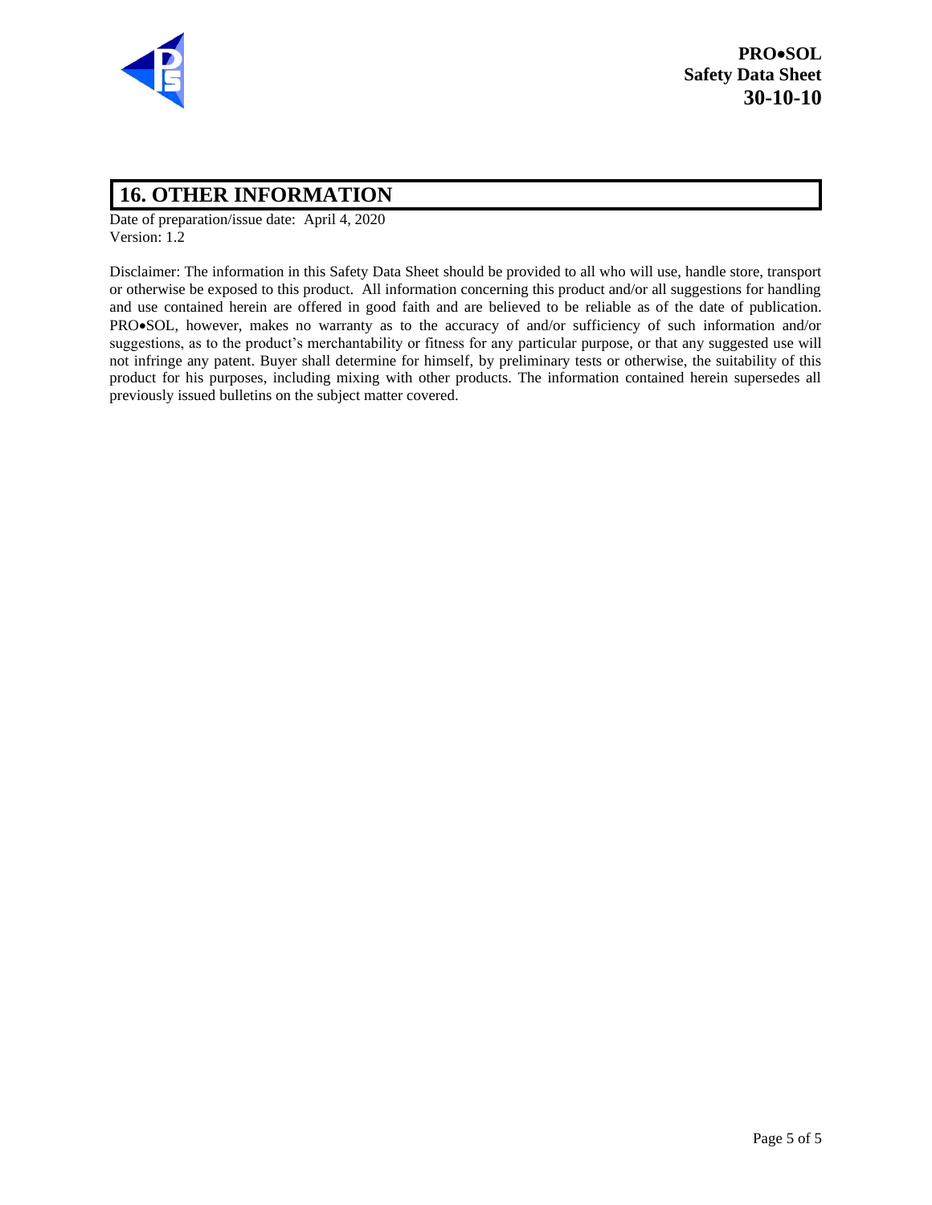## 16. OTHER INFORMATION

Date of preparation/issue date: April 4, 2020
Version: 1.2

Disclaimer: The information in this Safety Data Sheet should be provided to all who will use, handle store, transport or otherwise be exposed to this product. All information concerning this product and/or all suggestions for handling and use contained herein are offered in good faith and are believed to be reliable as of the date of publication. PRO•SOL, however, makes no warranty as to the accuracy of and/or sufficiency of such information and/or suggestions, as to the product's merchantability or fitness for any particular purpose, or that any suggested use will not infringe any patent. Buyer shall determine for himself, by preliminary tests or otherwise, the suitability of this product for his purposes, including mixing with other products. The information contained herein supersedes all previously issued bulletins on the subject matter covered.